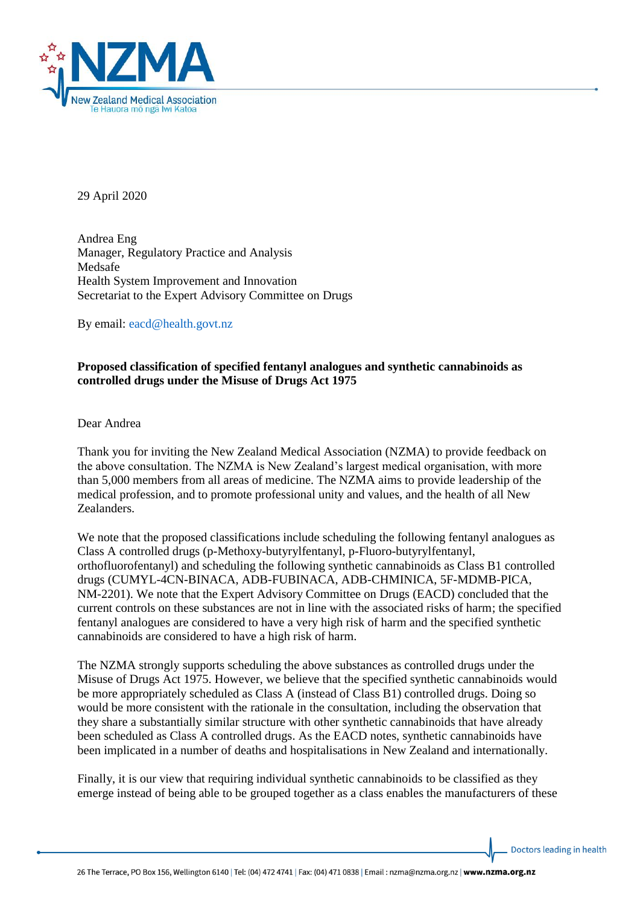29 April 2020

Andrea Eng
Manager, Regulatory Practice and Analysis
Medsafe
Health System Improvement and Innovation
Secretariat to the Expert Advisory Committee on Drugs

By email: eacd@health.govt.nz

**Proposed classification of specified fentanyl analogues and synthetic cannabinoids as controlled drugs under the Misuse of Drugs Act 1975**

Dear Andrea

Thank you for inviting the New Zealand Medical Association (NZMA) to provide feedback on the above consultation. The NZMA is New Zealand's largest medical organisation, with more than 5,000 members from all areas of medicine. The NZMA aims to provide leadership of the medical profession, and to promote professional unity and values, and the health of all New Zealanders.

We note that the proposed classifications include scheduling the following fentanyl analogues as Class A controlled drugs (p-Methoxy-butyrylfentanyl, p-Fluoro-butyrylfentanyl, orthofluorofentanyl) and scheduling the following synthetic cannabinoids as Class B1 controlled drugs (CUMYL-4CN-BINACA, ADB-FUBINACA, ADB-CHMINICA, 5F-MDMB-PICA, NM-2201). We note that the Expert Advisory Committee on Drugs (EACD) concluded that the current controls on these substances are not in line with the associated risks of harm; the specified fentanyl analogues are considered to have a very high risk of harm and the specified synthetic cannabinoids are considered to have a high risk of harm.

The NZMA strongly supports scheduling the above substances as controlled drugs under the Misuse of Drugs Act 1975. However, we believe that the specified synthetic cannabinoids would be more appropriately scheduled as Class A (instead of Class B1) controlled drugs. Doing so would be more consistent with the rationale in the consultation, including the observation that they share a substantially similar structure with other synthetic cannabinoids that have already been scheduled as Class A controlled drugs. As the EACD notes, synthetic cannabinoids have been implicated in a number of deaths and hospitalisations in New Zealand and internationally.

Finally, it is our view that requiring individual synthetic cannabinoids to be classified as they emerge instead of being able to be grouped together as a class enables the manufacturers of these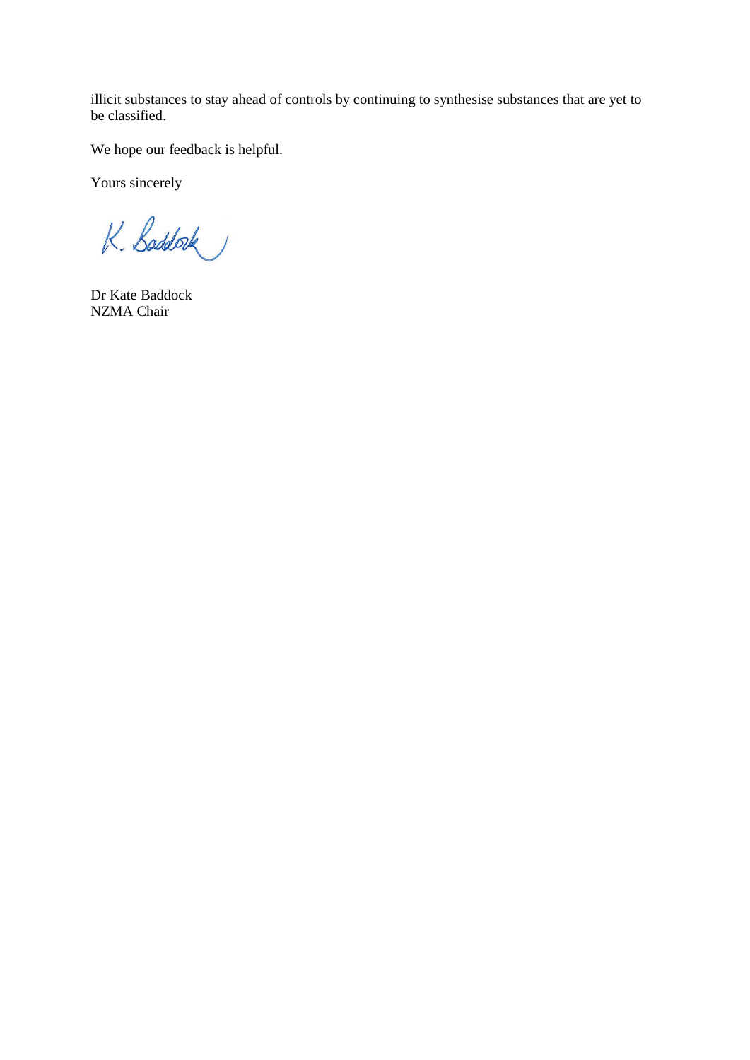illicit substances to stay ahead of controls by continuing to synthesise substances that are yet to be classified.

We hope our feedback is helpful.

Yours sincerely

K. Baddock

Dr Kate Baddock
NZMA Chair